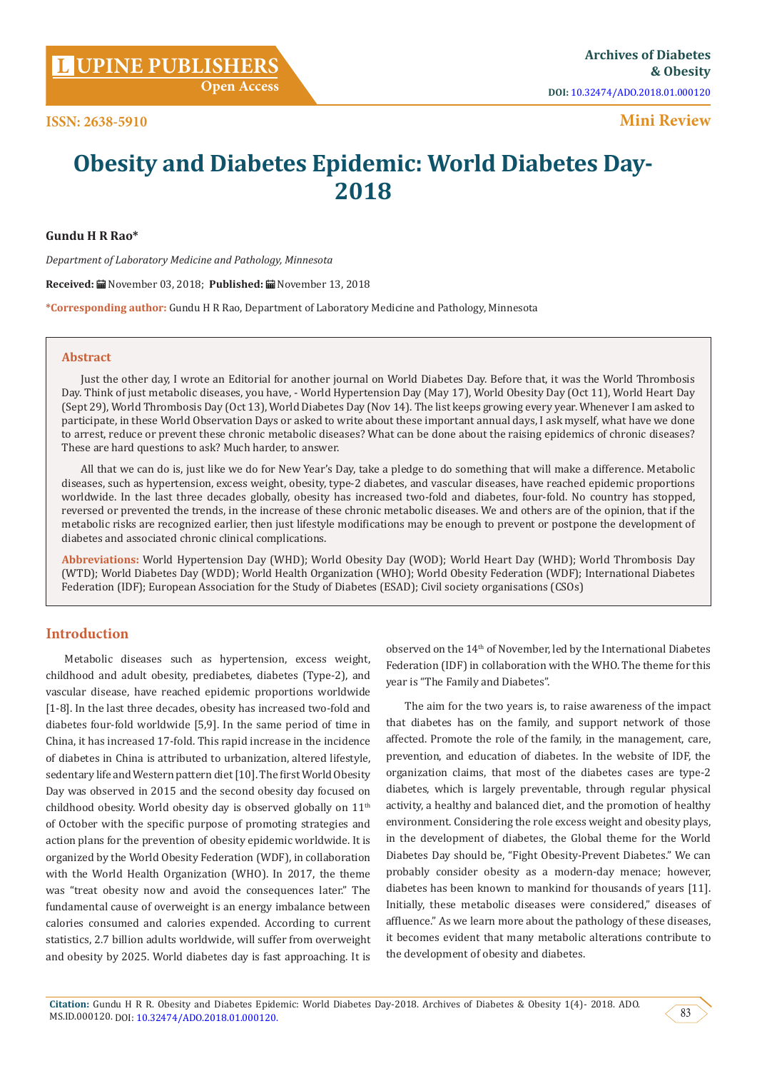Mini Review

# Obesity and Diabetes Epidemic: World Diabetes Day-2018

**Gundu H R Rao***

*Department of Laboratory Medicine and Pathology, Minnesota*

**Received:** November 03, 2018; **Published:** November 13, 2018

***Corresponding author:** Gundu H R Rao, Department of Laboratory Medicine and Pathology, Minnesota

## Abstract

Just the other day, I wrote an Editorial for another journal on World Diabetes Day. Before that, it was the World Thrombosis Day. Think of just metabolic diseases, you have, - World Hypertension Day (May 17), World Obesity Day (Oct 11), World Heart Day (Sept 29), World Thrombosis Day (Oct 13), World Diabetes Day (Nov 14). The list keeps growing every year. Whenever I am asked to participate, in these World Observation Days or asked to write about these important annual days, I ask myself, what have we done to arrest, reduce or prevent these chronic metabolic diseases? What can be done about the raising epidemics of chronic diseases? These are hard questions to ask? Much harder, to answer.

All that we can do is, just like we do for New Year's Day, take a pledge to do something that will make a difference. Metabolic diseases, such as hypertension, excess weight, obesity, type-2 diabetes, and vascular diseases, have reached epidemic proportions worldwide. In the last three decades globally, obesity has increased two-fold and diabetes, four-fold. No country has stopped, reversed or prevented the trends, in the increase of these chronic metabolic diseases. We and others are of the opinion, that if the metabolic risks are recognized earlier, then just lifestyle modifications may be enough to prevent or postpone the development of diabetes and associated chronic clinical complications.

**Abbreviations:** World Hypertension Day (WHD); World Obesity Day (WOD); World Heart Day (WHD); World Thrombosis Day (WTD); World Diabetes Day (WDD); World Health Organization (WHO); World Obesity Federation (WDF); International Diabetes Federation (IDF); European Association for the Study of Diabetes (ESAD); Civil society organisations (CSOs)

## Introduction

Metabolic diseases such as hypertension, excess weight, childhood and adult obesity, prediabetes, diabetes (Type-2), and vascular disease, have reached epidemic proportions worldwide [1-8]. In the last three decades, obesity has increased two-fold and diabetes four-fold worldwide [5,9]. In the same period of time in China, it has increased 17-fold. This rapid increase in the incidence of diabetes in China is attributed to urbanization, altered lifestyle, sedentary life and Western pattern diet [10]. The first World Obesity Day was observed in 2015 and the second obesity day focused on childhood obesity. World obesity day is observed globally on 11th of October with the specific purpose of promoting strategies and action plans for the prevention of obesity epidemic worldwide. It is organized by the World Obesity Federation (WDF), in collaboration with the World Health Organization (WHO). In 2017, the theme was "treat obesity now and avoid the consequences later." The fundamental cause of overweight is an energy imbalance between calories consumed and calories expended. According to current statistics, 2.7 billion adults worldwide, will suffer from overweight and obesity by 2025. World diabetes day is fast approaching. It is observed on the 14th of November, led by the International Diabetes Federation (IDF) in collaboration with the WHO. The theme for this year is "The Family and Diabetes".

The aim for the two years is, to raise awareness of the impact that diabetes has on the family, and support network of those affected. Promote the role of the family, in the management, care, prevention, and education of diabetes. In the website of IDF, the organization claims, that most of the diabetes cases are type-2 diabetes, which is largely preventable, through regular physical activity, a healthy and balanced diet, and the promotion of healthy environment. Considering the role excess weight and obesity plays, in the development of diabetes, the Global theme for the World Diabetes Day should be, "Fight Obesity-Prevent Diabetes." We can probably consider obesity as a modern-day menace; however, diabetes has been known to mankind for thousands of years [11]. Initially, these metabolic diseases were considered," diseases of affluence." As we learn more about the pathology of these diseases, it becomes evident that many metabolic alterations contribute to the development of obesity and diabetes.

**Citation:** Gundu H R R. Obesity and Diabetes Epidemic: World Diabetes Day-2018. Archives of Diabetes & Obesity 1(4)- 2018. ADO. MS.ID.000120. DOI: 10.32474/ADO.2018.01.000120.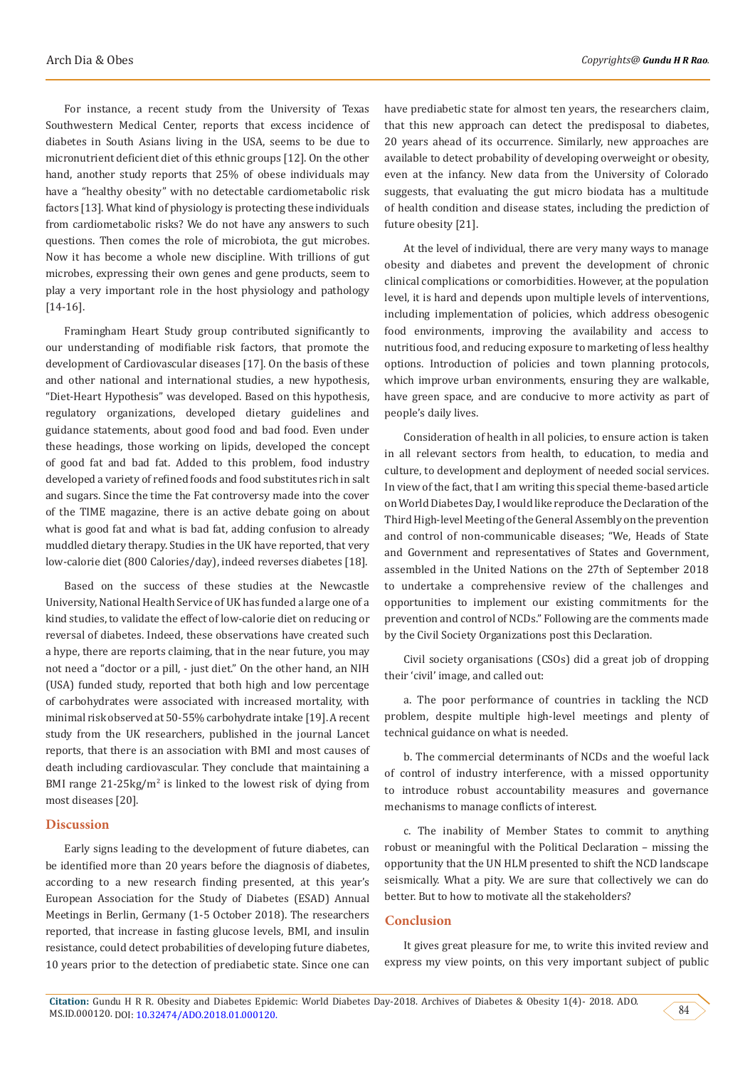For instance, a recent study from the University of Texas Southwestern Medical Center, reports that excess incidence of diabetes in South Asians living in the USA, seems to be due to micronutrient deficient diet of this ethnic groups [12]. On the other hand, another study reports that 25% of obese individuals may have a "healthy obesity" with no detectable cardiometabolic risk factors [13]. What kind of physiology is protecting these individuals from cardiometabolic risks? We do not have any answers to such questions. Then comes the role of microbiota, the gut microbes. Now it has become a whole new discipline. With trillions of gut microbes, expressing their own genes and gene products, seem to play a very important role in the host physiology and pathology [14-16].

Framingham Heart Study group contributed significantly to our understanding of modifiable risk factors, that promote the development of Cardiovascular diseases [17]. On the basis of these and other national and international studies, a new hypothesis, "Diet-Heart Hypothesis" was developed. Based on this hypothesis, regulatory organizations, developed dietary guidelines and guidance statements, about good food and bad food. Even under these headings, those working on lipids, developed the concept of good fat and bad fat. Added to this problem, food industry developed a variety of refined foods and food substitutes rich in salt and sugars. Since the time the Fat controversy made into the cover of the TIME magazine, there is an active debate going on about what is good fat and what is bad fat, adding confusion to already muddled dietary therapy. Studies in the UK have reported, that very low-calorie diet (800 Calories/day), indeed reverses diabetes [18].

Based on the success of these studies at the Newcastle University, National Health Service of UK has funded a large one of a kind studies, to validate the effect of low-calorie diet on reducing or reversal of diabetes. Indeed, these observations have created such a hype, there are reports claiming, that in the near future, you may not need a "doctor or a pill, - just diet." On the other hand, an NIH (USA) funded study, reported that both high and low percentage of carbohydrates were associated with increased mortality, with minimal risk observed at 50-55% carbohydrate intake [19]. A recent study from the UK researchers, published in the journal Lancet reports, that there is an association with BMI and most causes of death including cardiovascular. They conclude that maintaining a BMI range 21-25kg/m$^2$ is linked to the lowest risk of dying from most diseases [20].

## Discussion

Early signs leading to the development of future diabetes, can be identified more than 20 years before the diagnosis of diabetes, according to a new research finding presented, at this year's European Association for the Study of Diabetes (ESAD) Annual Meetings in Berlin, Germany (1-5 October 2018). The researchers reported, that increase in fasting glucose levels, BMI, and insulin resistance, could detect probabilities of developing future diabetes, 10 years prior to the detection of prediabetic state. Since one can have prediabetic state for almost ten years, the researchers claim, that this new approach can detect the predisposal to diabetes, 20 years ahead of its occurrence. Similarly, new approaches are available to detect probability of developing overweight or obesity, even at the infancy. New data from the University of Colorado suggests, that evaluating the gut micro biodata has a multitude of health condition and disease states, including the prediction of future obesity [21].

At the level of individual, there are very many ways to manage obesity and diabetes and prevent the development of chronic clinical complications or comorbidities. However, at the population level, it is hard and depends upon multiple levels of interventions, including implementation of policies, which address obesogenic food environments, improving the availability and access to nutritious food, and reducing exposure to marketing of less healthy options. Introduction of policies and town planning protocols, which improve urban environments, ensuring they are walkable, have green space, and are conducive to more activity as part of people's daily lives.

Consideration of health in all policies, to ensure action is taken in all relevant sectors from health, to education, to media and culture, to development and deployment of needed social services. In view of the fact, that I am writing this special theme-based article on World Diabetes Day, I would like reproduce the Declaration of the Third High-level Meeting of the General Assembly on the prevention and control of non-communicable diseases; "We, Heads of State and Government and representatives of States and Government, assembled in the United Nations on the 27th of September 2018 to undertake a comprehensive review of the challenges and opportunities to implement our existing commitments for the prevention and control of NCDs." Following are the comments made by the Civil Society Organizations post this Declaration.

Civil society organisations (CSOs) did a great job of dropping their 'civil' image, and called out:

a. The poor performance of countries in tackling the NCD problem, despite multiple high-level meetings and plenty of technical guidance on what is needed.

b. The commercial determinants of NCDs and the woeful lack of control of industry interference, with a missed opportunity to introduce robust accountability measures and governance mechanisms to manage conflicts of interest.

c. The inability of Member States to commit to anything robust or meaningful with the Political Declaration – missing the opportunity that the UN HLM presented to shift the NCD landscape seismically. What a pity. We are sure that collectively we can do better. But to how to motivate all the stakeholders?

## Conclusion

It gives great pleasure for me, to write this invited review and express my view points, on this very important subject of public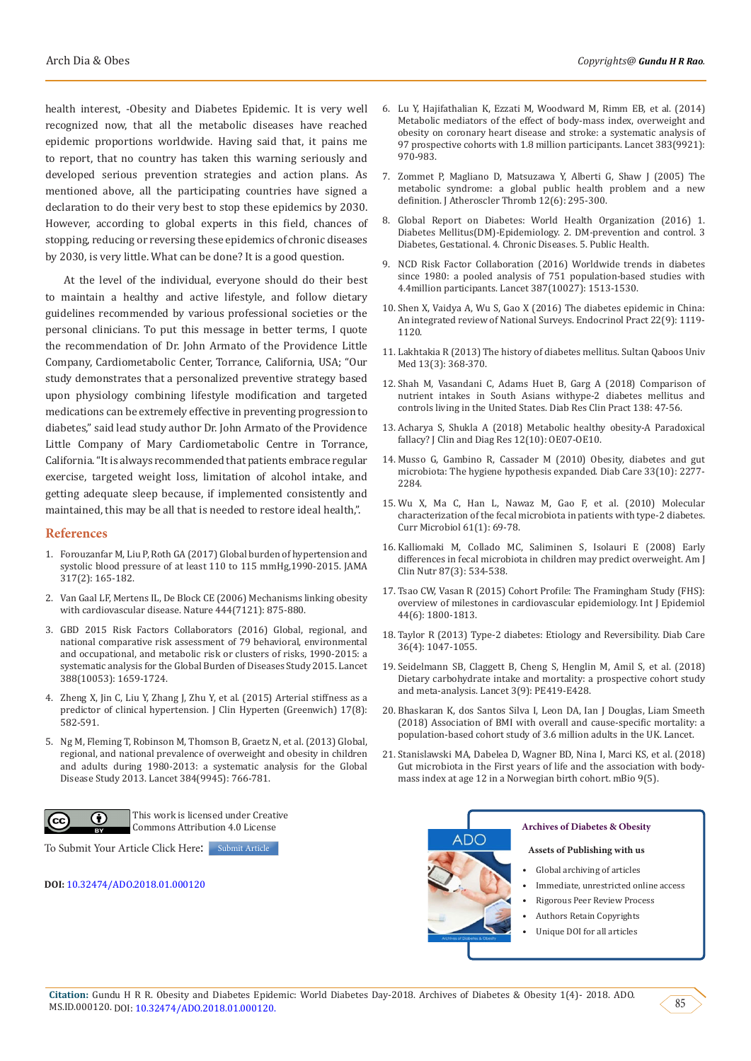health interest, -Obesity and Diabetes Epidemic. It is very well recognized now, that all the metabolic diseases have reached epidemic proportions worldwide. Having said that, it pains me to report, that no country has taken this warning seriously and developed serious prevention strategies and action plans. As mentioned above, all the participating countries have signed a declaration to do their very best to stop these epidemics by 2030. However, according to global experts in this field, chances of stopping, reducing or reversing these epidemics of chronic diseases by 2030, is very little. What can be done? It is a good question.

At the level of the individual, everyone should do their best to maintain a healthy and active lifestyle, and follow dietary guidelines recommended by various professional societies or the personal clinicians. To put this message in better terms, I quote the recommendation of Dr. John Armato of the Providence Little Company, Cardiometabolic Center, Torrance, California, USA; "Our study demonstrates that a personalized preventive strategy based upon physiology combining lifestyle modification and targeted medications can be extremely effective in preventing progression to diabetes," said lead study author Dr. John Armato of the Providence Little Company of Mary Cardiometabolic Centre in Torrance, California. "It is always recommended that patients embrace regular exercise, targeted weight loss, limitation of alcohol intake, and getting adequate sleep because, if implemented consistently and maintained, this may be all that is needed to restore ideal health,".

## References

1. Forouzanfar M, Liu P, Roth GA (2017) Global burden of hypertension and systolic blood pressure of at least 110 to 115 mmHg,1990-2015. JAMA 317(2): 165-182.
2. Van Gaal LF, Mertens IL, De Block CE (2006) Mechanisms linking obesity with cardiovascular disease. Nature 444(7121): 875-880.
3. GBD 2015 Risk Factors Collaborators (2016) Global, regional, and national comparative risk assessment of 79 behavioral, environmental and occupational, and metabolic risk or clusters of risks, 1990-2015: a systematic analysis for the Global Burden of Diseases Study 2015. Lancet 388(10053): 1659-1724.
4. Zheng X, Jin C, Liu Y, Zhang J, Zhu Y, et al. (2015) Arterial stiffness as a predictor of clinical hypertension. J Clin Hyperten (Greenwich) 17(8): 582-591.
5. Ng M, Fleming T, Robinson M, Thomson B, Graetz N, et al. (2013) Global, regional, and national prevalence of overweight and obesity in children and adults during 1980-2013: a systematic analysis for the Global Disease Study 2013. Lancet 384(9945): 766-781.
6. Lu Y, Hajifathalian K, Ezzati M, Woodward M, Rimm EB, et al. (2014) Metabolic mediators of the effect of body-mass index, overweight and obesity on coronary heart disease and stroke: a systematic analysis of 97 prospective cohorts with 1.8 million participants. Lancet 383(9921): 970-983.
7. Zommet P, Magliano D, Matsuzawa Y, Alberti G, Shaw J (2005) The metabolic syndrome: a global public health problem and a new definition. J Atheroscler Thromb 12(6): 295-300.
8. Global Report on Diabetes: World Health Organization (2016) 1. Diabetes Mellitus(DM)-Epidemiology. 2. DM-prevention and control. 3 Diabetes, Gestational. 4. Chronic Diseases. 5. Public Health.
9. NCD Risk Factor Collaboration (2016) Worldwide trends in diabetes since 1980: a pooled analysis of 751 population-based studies with 4.4million participants. Lancet 387(10027): 1513-1530.
10. Shen X, Vaidya A, Wu S, Gao X (2016) The diabetes epidemic in China: An integrated review of National Surveys. Endocrinol Pract 22(9): 1119-1120.
11. Lakhtakia R (2013) The history of diabetes mellitus. Sultan Qaboos Univ Med 13(3): 368-370.
12. Shah M, Vasandani C, Adams Huet B, Garg A (2018) Comparison of nutrient intakes in South Asians withype-2 diabetes mellitus and controls living in the United States. Diab Res Clin Pract 138: 47-56.
13. Acharya S, Shukla A (2018) Metabolic healthy obesity-A Paradoxical fallacy? J Clin and Diag Res 12(10): OE07-OE10.
14. Musso G, Gambino R, Cassader M (2010) Obesity, diabetes and gut microbiota: The hygiene hypothesis expanded. Diab Care 33(10): 2277-2284.
15. Wu X, Ma C, Han L, Nawaz M, Gao F, et al. (2010) Molecular characterization of the fecal microbiota in patients with type-2 diabetes. Curr Microbiol 61(1): 69-78.
16. Kalliomaki M, Collado MC, Saliminen S, Isolauri E (2008) Early differences in fecal microbiota in children may predict overweight. Am J Clin Nutr 87(3): 534-538.
17. Tsao CW, Vasan R (2015) Cohort Profile: The Framingham Study (FHS): overview of milestones in cardiovascular epidemiology. Int J Epidemiol 44(6): 1800-1813.
18. Taylor R (2013) Type-2 diabetes: Etiology and Reversibility. Diab Care 36(4): 1047-1055.
19. Seidelmann SB, Claggett B, Cheng S, Henglin M, Amil S, et al. (2018) Dietary carbohydrate intake and mortality: a prospective cohort study and meta-analysis. Lancet 3(9): PE419-E428.
20. Bhaskaran K, dos Santos Silva I, Leon DA, Ian J Douglas, Liam Smeeth (2018) Association of BMI with overall and cause-specific mortality: a population-based cohort study of 3.6 million adults in the UK. Lancet.
21. Stanislawski MA, Dabelea D, Wagner BD, Nina I, Marci KS, et al. (2018) Gut microbiota in the First years of life and the association with body-mass index at age 12 in a Norwegian birth cohort. mBio 9(5).

This work is licensed under Creative Commons Attribution 4.0 License

To Submit Your Article Click Here: Submit Article

**DOI:** 10.32474/ADO.2018.01.000120

**Archives of Diabetes & Obesity**

**Assets of Publishing with us**

- Global archiving of articles
- Immediate, unrestricted online access
- Rigorous Peer Review Process
- Authors Retain Copyrights
- Unique DOI for all articles

**Citation:** Gundu H R R. Obesity and Diabetes Epidemic: World Diabetes Day-2018. Archives of Diabetes & Obesity 1(4)- 2018. ADO. MS.ID.000120. DOI: 10.32474/ADO.2018.01.000120.